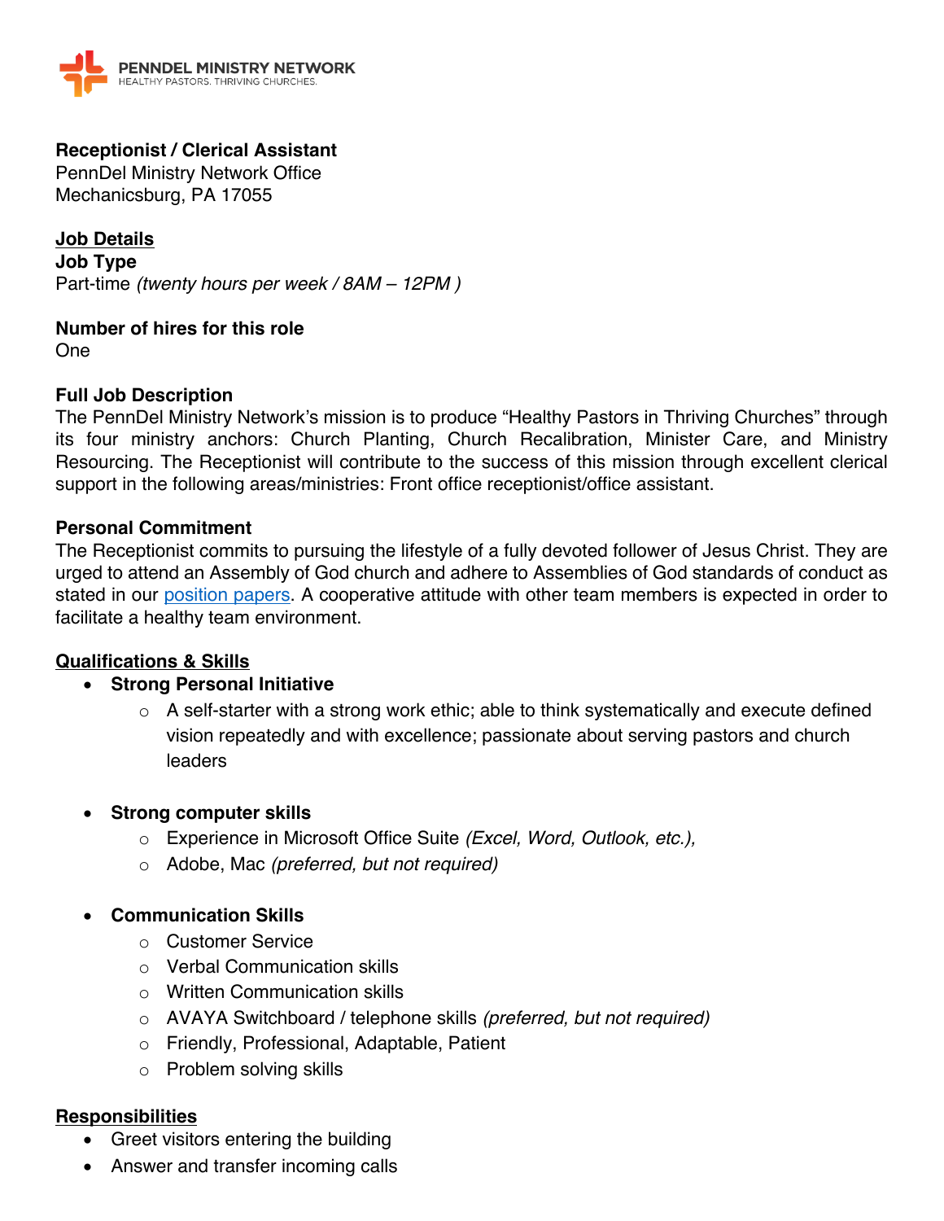PENNDEL MINISTRY NETWORK
HEALTHY PASTORS. THRIVING CHURCHES.

**Receptionist / Clerical Assistant**
PennDel Ministry Network Office
Mechanicsburg, PA 17055

## Job Details

**Job Type**
Part-time *(twenty hours per week / 8AM – 12PM )*

**Number of hires for this role**
One

**Full Job Description**
The PennDel Ministry Network's mission is to produce "Healthy Pastors in Thriving Churches" through its four ministry anchors: Church Planting, Church Recalibration, Minister Care, and Ministry Resourcing. The Receptionist will contribute to the success of this mission through excellent clerical support in the following areas/ministries: Front office receptionist/office assistant.

**Personal Commitment**
The Receptionist commits to pursuing the lifestyle of a fully devoted follower of Jesus Christ. They are urged to attend an Assembly of God church and adhere to Assemblies of God standards of conduct as stated in our position papers. A cooperative attitude with other team members is expected in order to facilitate a healthy team environment.

## Qualifications & Skills

- **Strong Personal Initiative**
  - A self-starter with a strong work ethic; able to think systematically and execute defined vision repeatedly and with excellence; passionate about serving pastors and church leaders

- **Strong computer skills**
  - Experience in Microsoft Office Suite *(Excel, Word, Outlook, etc.),*
  - Adobe, Mac *(preferred, but not required)*

- **Communication Skills**
  - Customer Service
  - Verbal Communication skills
  - Written Communication skills
  - AVAYA Switchboard / telephone skills *(preferred, but not required)*
  - Friendly, Professional, Adaptable, Patient
  - Problem solving skills

## Responsibilities

- Greet visitors entering the building
- Answer and transfer incoming calls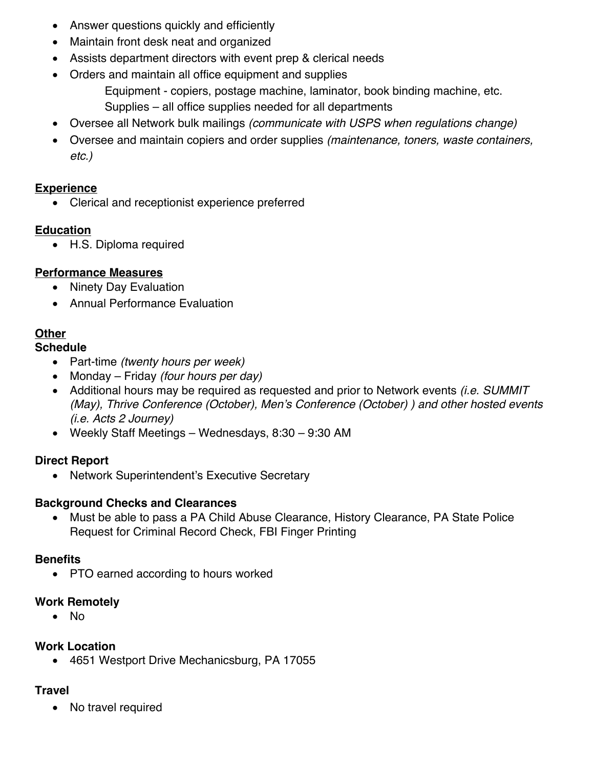- Answer questions quickly and efficiently
- Maintain front desk neat and organized
- Assists department directors with event prep & clerical needs
- Orders and maintain all office equipment and supplies
  - Equipment - copiers, postage machine, laminator, book binding machine, etc.
  - Supplies – all office supplies needed for all departments
- Oversee all Network bulk mailings *(communicate with USPS when regulations change)*
- Oversee and maintain copiers and order supplies *(maintenance, toners, waste containers, etc.)*

**<u>Experience</u>**

- Clerical and receptionist experience preferred

**<u>Education</u>**

- H.S. Diploma required

**<u>Performance Measures</u>**

- Ninety Day Evaluation
- Annual Performance Evaluation

**<u>Other</u>**

**Schedule**

- Part-time *(twenty hours per week)*
- Monday – Friday *(four hours per day)*
- Additional hours may be required as requested and prior to Network events *(i.e. SUMMIT (May), Thrive Conference (October), Men's Conference (October) ) and other hosted events (i.e. Acts 2 Journey)*
- Weekly Staff Meetings – Wednesdays, 8:30 – 9:30 AM

**Direct Report**

- Network Superintendent's Executive Secretary

**Background Checks and Clearances**

- Must be able to pass a PA Child Abuse Clearance, History Clearance, PA State Police Request for Criminal Record Check, FBI Finger Printing

**Benefits**

- PTO earned according to hours worked

**Work Remotely**

- No

**Work Location**

- 4651 Westport Drive Mechanicsburg, PA 17055

**Travel**

- No travel required